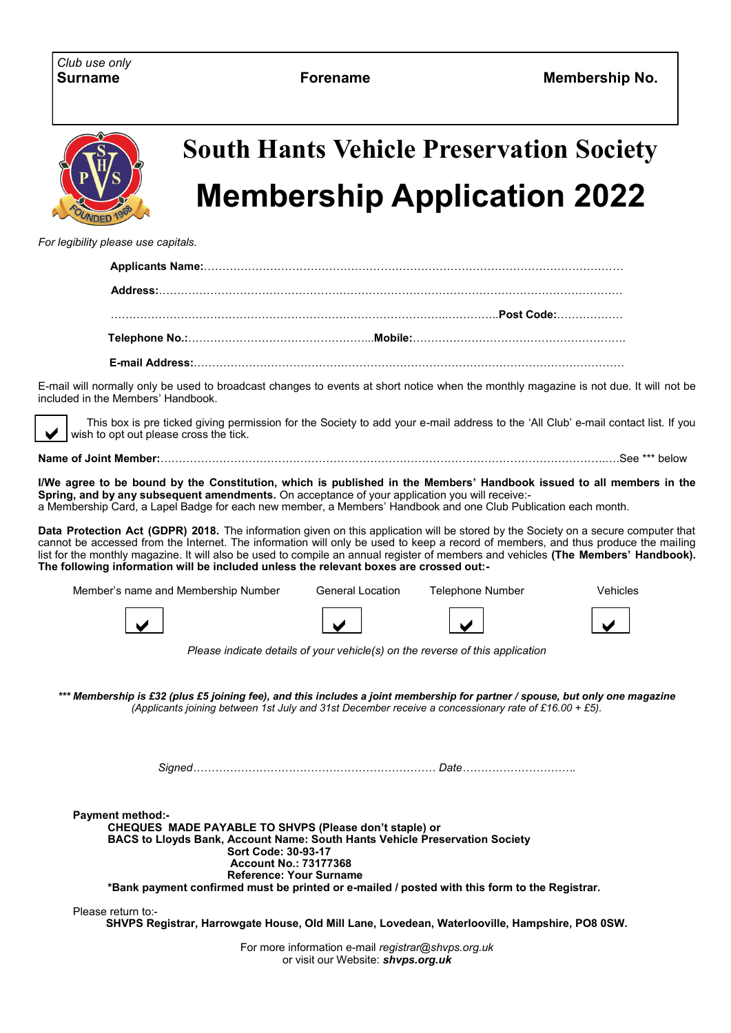| *Club use only* Surname | Forename | Membership No. |
|---|---|---|
| | | |

# South Hants Vehicle Preservation Society

# Membership Application 2022

*For legibility please use capitals.*

**Applicants Name:**……………………………………………………………………………………………………

**Address:**…………………………………………………………………………………………………………

…………………………………………………………………………………………………..……………**Post Code:**………………

**Telephone No.:**…………………………………………...**Mobile:**…………………………………………………

**E-mail Address:**……………………………………………………………………………………………………

E-mail will normally only be used to broadcast changes to events at short notice when the monthly magazine is not due. It will not be included in the Members' Handbook.

☑ This box is pre ticked giving permission for the Society to add your e-mail address to the 'All Club' e-mail contact list. If you wish to opt out please cross the tick.

**Name of Joint Member:**…………………………………………………………………………………………………..…See *** below

**I/We agree to be bound by the Constitution, which is published in the Members' Handbook issued to all members in the Spring, and by any subsequent amendments.** On acceptance of your application you will receive:-
a Membership Card, a Lapel Badge for each new member, a Members' Handbook and one Club Publication each month.

**Data Protection Act (GDPR) 2018.** The information given on this application will be stored by the Society on a secure computer that cannot be accessed from the Internet. The information will only be used to keep a record of members, and thus produce the mailing list for the monthly magazine. It will also be used to compile an annual register of members and vehicles **(The Members' Handbook). The following information will be included unless the relevant boxes are crossed out:-**

| Member's name and Membership Number | General Location | Telephone Number | Vehicles |
|---|---|---|---|
| ☑ | ☑ | ☑ | ☑ |

*Please indicate details of your vehicle(s) on the reverse of this application*

***\*\*\* Membership is £32 (plus £5 joining fee), and this includes a joint membership for partner / spouse, but only one magazine***
*(Applicants joining between 1st July and 31st December receive a concessionary rate of £16.00 + £5).*

*Signed*………………………………………………………… *Date*…………………………..

**Payment method:-**
**CHEQUES MADE PAYABLE TO SHVPS (Please don't staple) or**
**BACS to Lloyds Bank, Account Name: South Hants Vehicle Preservation Society**
**Sort Code: 30-93-17**
**Account No.: 73177368**
**Reference: Your Surname**
**\*Bank payment confirmed must be printed or e-mailed / posted with this form to the Registrar.**

Please return to:-
**SHVPS Registrar, Harrowgate House, Old Mill Lane, Lovedean, Waterlooville, Hampshire, PO8 0SW.**

For more information e-mail *registrar@shvps.org.uk*
or visit our Website: ***shvps.org.uk***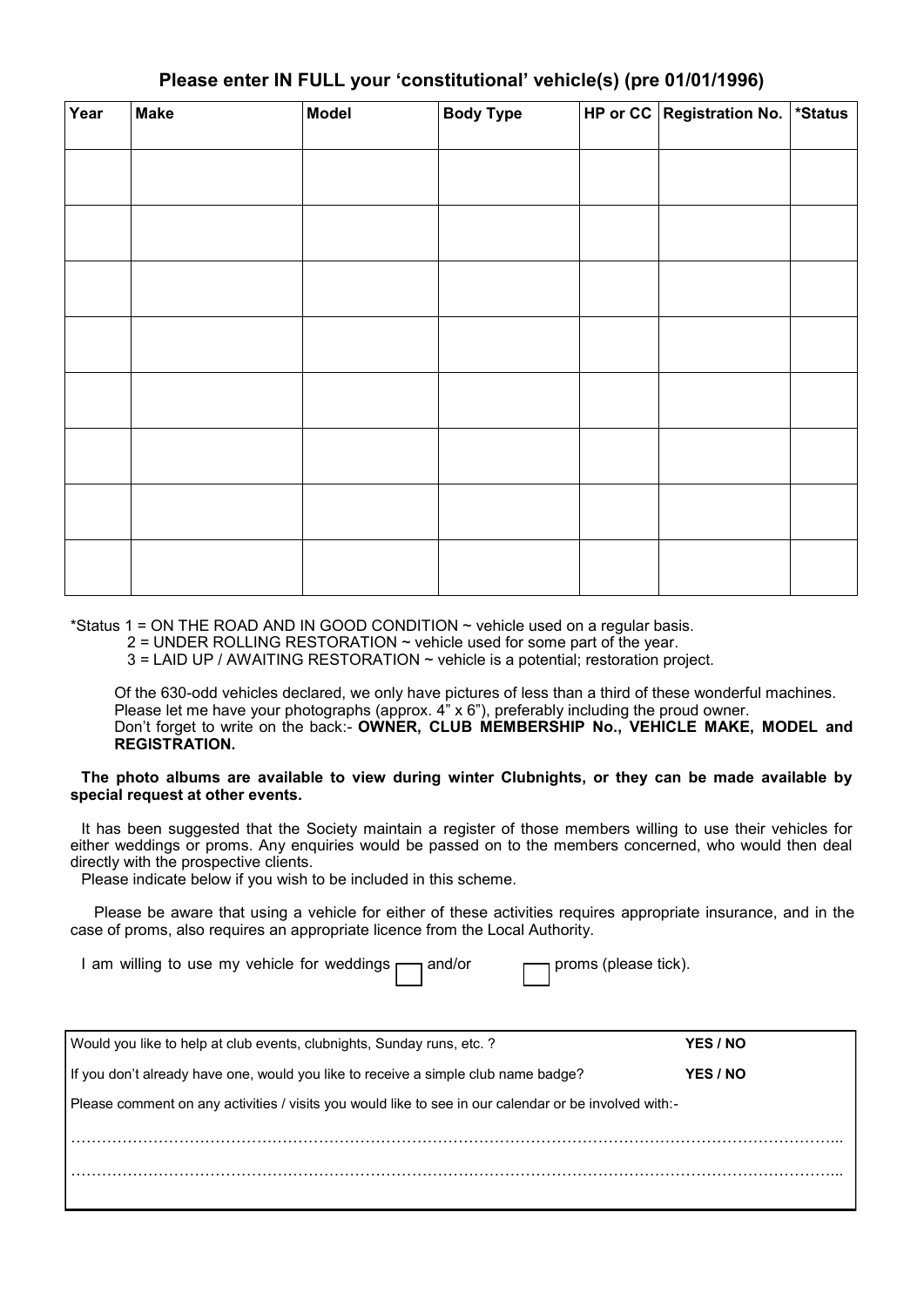## Please enter IN FULL your 'constitutional' vehicle(s) (pre 01/01/1996)

| Year | Make | Model | Body Type | HP or CC | Registration No. | *Status |
|---|---|---|---|---|---|---|
| | | | | | | |
| | | | | | | |
| | | | | | | |
| | | | | | | |
| | | | | | | |
| | | | | | | |
| | | | | | | |
| | | | | | | |

*Status 1 = ON THE ROAD AND IN GOOD CONDITION ~ vehicle used on a regular basis.
2 = UNDER ROLLING RESTORATION ~ vehicle used for some part of the year.
3 = LAID UP / AWAITING RESTORATION ~ vehicle is a potential; restoration project.

Of the 630-odd vehicles declared, we only have pictures of less than a third of these wonderful machines. Please let me have your photographs (approx. 4" x 6"), preferably including the proud owner.
Don't forget to write on the back:- **OWNER, CLUB MEMBERSHIP No., VEHICLE MAKE, MODEL and REGISTRATION.**

**The photo albums are available to view during winter Clubnights, or they can be made available by special request at other events.**

It has been suggested that the Society maintain a register of those members willing to use their vehicles for either weddings or proms. Any enquiries would be passed on to the members concerned, who would then deal directly with the prospective clients.
Please indicate below if you wish to be included in this scheme.

Please be aware that using a vehicle for either of these activities requires appropriate insurance, and in the case of proms, also requires an appropriate licence from the Local Authority.

I am willing to use my vehicle for weddings ☐ and/or ☐ proms (please tick).

| | |
|---|---|
| Would you like to help at club events, clubnights, Sunday runs, etc. ? | **YES / NO** |
| If you don't already have one, would you like to receive a simple club name badge? | **YES / NO** |
| Please comment on any activities / visits you would like to see in our calendar or be involved with:- | |

…………………………………………………………………………………………………………………………...

…………………………………………………………………………………………………………………………...